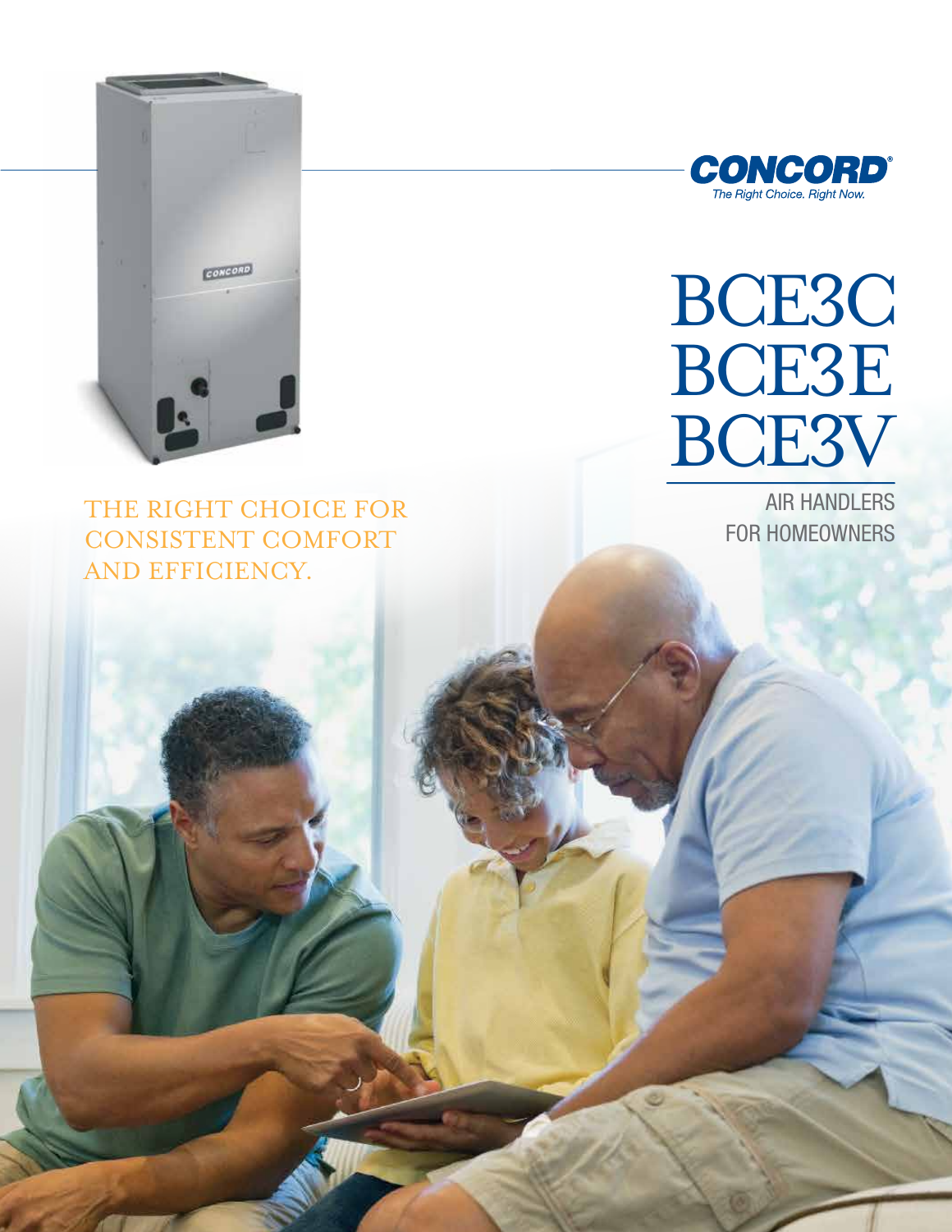**CONCORD®**
*The Right Choice. Right Now.*

# BCE3C
# BCE3E
# BCE3V

AIR HANDLERS
FOR HOMEOWNERS

THE RIGHT CHOICE FOR CONSISTENT COMFORT AND EFFICIENCY.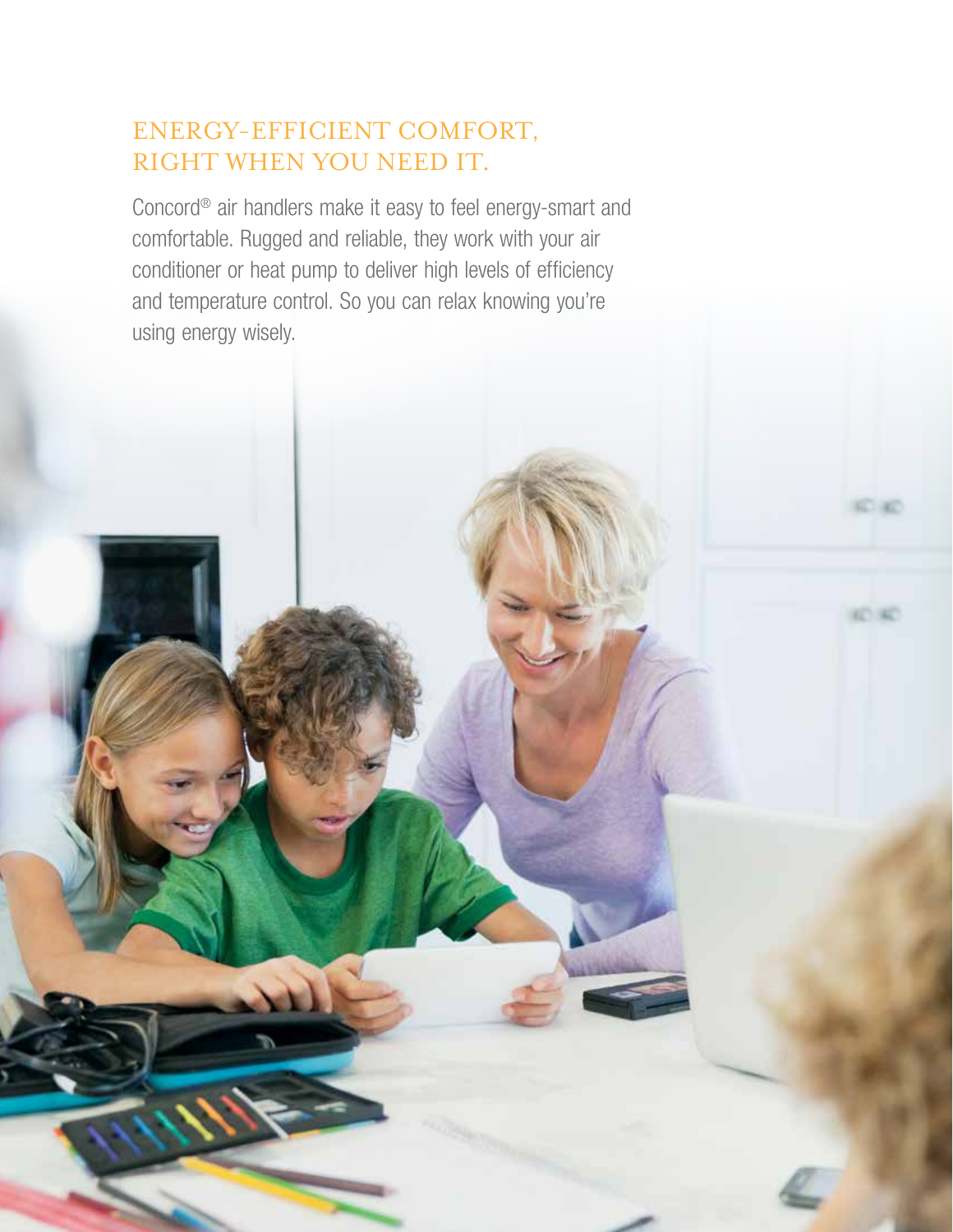## ENERGY-EFFICIENT COMFORT, RIGHT WHEN YOU NEED IT.

Concord® air handlers make it easy to feel energy-smart and comfortable. Rugged and reliable, they work with your air conditioner or heat pump to deliver high levels of efficiency and temperature control. So you can relax knowing you're using energy wisely.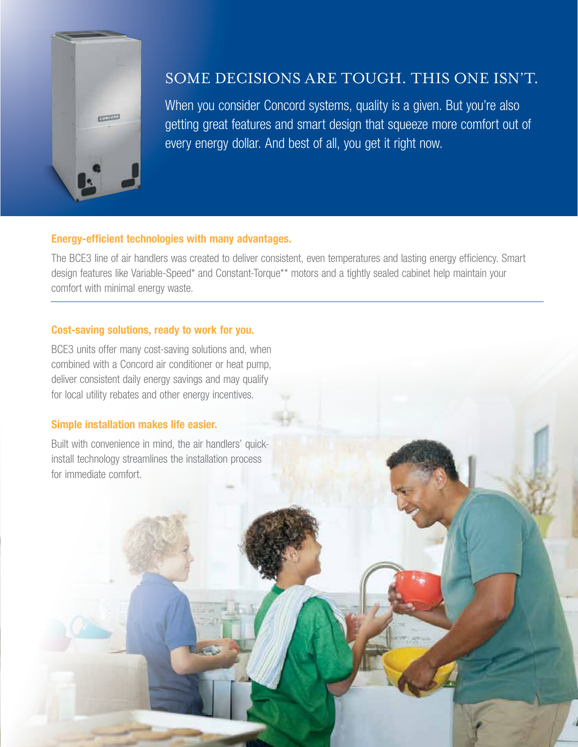## SOME DECISIONS ARE TOUGH. THIS ONE ISN'T.

When you consider Concord systems, quality is a given. But you're also getting great features and smart design that squeeze more comfort out of every energy dollar. And best of all, you get it right now.

**Energy-efficient technologies with many advantages.**

The BCE3 line of air handlers was created to deliver consistent, even temperatures and lasting energy efficiency. Smart design features like Variable-Speed* and Constant-Torque** motors and a tightly sealed cabinet help maintain your comfort with minimal energy waste.

**Cost-saving solutions, ready to work for you.**

BCE3 units offer many cost-saving solutions and, when combined with a Concord air conditioner or heat pump, deliver consistent daily energy savings and may qualify for local utility rebates and other energy incentives.

**Simple installation makes life easier.**

Built with convenience in mind, the air handlers' quick-install technology streamlines the installation process for immediate comfort.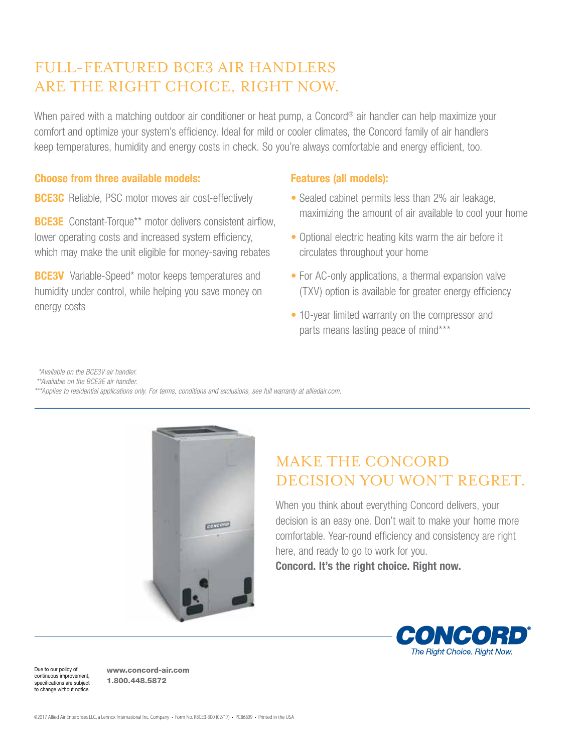# FULL-FEATURED BCE3 AIR HANDLERS ARE THE RIGHT CHOICE, RIGHT NOW.

When paired with a matching outdoor air conditioner or heat pump, a Concord® air handler can help maximize your comfort and optimize your system's efficiency. Ideal for mild or cooler climates, the Concord family of air handlers keep temperatures, humidity and energy costs in check. So you're always comfortable and energy efficient, too.

### Choose from three available models:

**BCE3C** Reliable, PSC motor moves air cost-effectively

**BCE3E** Constant-Torque** motor delivers consistent airflow, lower operating costs and increased system efficiency, which may make the unit eligible for money-saving rebates

**BCE3V** Variable-Speed* motor keeps temperatures and humidity under control, while helping you save money on energy costs

### Features (all models):

- Sealed cabinet permits less than 2% air leakage, maximizing the amount of air available to cool your home
- Optional electric heating kits warm the air before it circulates throughout your home
- For AC-only applications, a thermal expansion valve (TXV) option is available for greater energy efficiency
- 10-year limited warranty on the compressor and parts means lasting peace of mind***

*\*Available on the BCE3V air handler.*
*\*\*Available on the BCE3E air handler.*
*\*\*\*Applies to residential applications only. For terms, conditions and exclusions, see full warranty at alliedair.com.*

## MAKE THE CONCORD DECISION YOU WON'T REGRET.

When you think about everything Concord delivers, your decision is an easy one. Don't wait to make your home more comfortable. Year-round efficiency and consistency are right here, and ready to go to work for you.
**Concord. It's the right choice. Right now.**

CONCORD®
The Right Choice. Right Now.

Due to our policy of continuous improvement, specifications are subject to change without notice.

**www.concord-air.com**
**1.800.448.5872**

©2017 Allied Air Enterprises LLC, a Lennox International Inc. Company • Form No. RBCE3-300 (02/17) • PC86809 • Printed in the USA